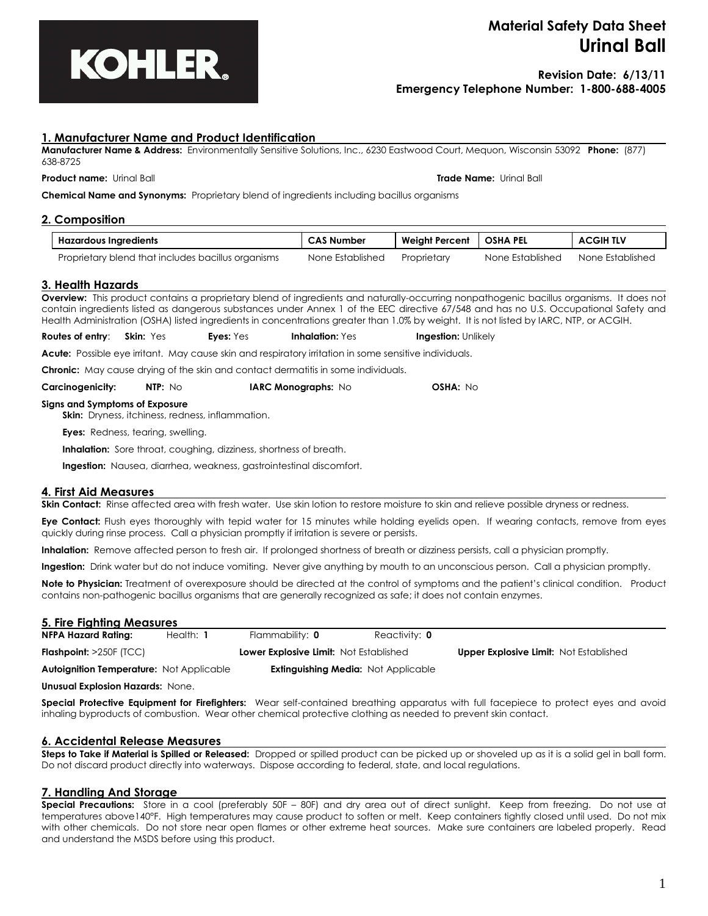KOHLER.

# Material Safety Data Sheet
# Urinal Ball

**Revision Date: 6/13/11**
**Emergency Telephone Number: 1-800-688-4005**

## 1. Manufacturer Name and Product Identification

**Manufacturer Name & Address:** Environmentally Sensitive Solutions, Inc., 6230 Eastwood Court, Mequon, Wisconsin 53092 **Phone:** (877) 638-8725

**Product name:** Urinal Ball **Trade Name:** Urinal Ball

**Chemical Name and Synonyms:** Proprietary blend of ingredients including bacillus organisms

## 2. Composition

| Hazardous Ingredients | CAS Number | Weight Percent | OSHA PEL | ACGIH TLV |
|---|---|---|---|---|
| Proprietary blend that includes bacillus organisms | None Established | Proprietary | None Established | None Established |

## 3. Health Hazards

**Overview:** This product contains a proprietary blend of ingredients and naturally-occurring nonpathogenic bacillus organisms. It does not contain ingredients listed as dangerous substances under Annex 1 of the EEC directive 67/548 and has no U.S. Occupational Safety and Health Administration (OSHA) listed ingredients in concentrations greater than 1.0% by weight. It is not listed by IARC, NTP, or ACGIH.

**Routes of entry**: **Skin:** Yes **Eyes:** Yes **Inhalation:** Yes **Ingestion:** Unlikely

**Acute:** Possible eye irritant. May cause skin and respiratory irritation in some sensitive individuals.

**Chronic:** May cause drying of the skin and contact dermatitis in some individuals.

**Carcinogenicity:** **NTP:** No **IARC Monographs:** No **OSHA:** No

**Signs and Symptoms of Exposure**

**Skin:** Dryness, itchiness, redness, inflammation.

**Eyes:** Redness, tearing, swelling.

**Inhalation:** Sore throat, coughing, dizziness, shortness of breath.

**Ingestion:** Nausea, diarrhea, weakness, gastrointestinal discomfort.

## 4. First Aid Measures

**Skin Contact:** Rinse affected area with fresh water. Use skin lotion to restore moisture to skin and relieve possible dryness or redness.

**Eye Contact:** Flush eyes thoroughly with tepid water for 15 minutes while holding eyelids open. If wearing contacts, remove from eyes quickly during rinse process. Call a physician promptly if irritation is severe or persists.

**Inhalation:** Remove affected person to fresh air. If prolonged shortness of breath or dizziness persists, call a physician promptly.

**Ingestion:** Drink water but do not induce vomiting. Never give anything by mouth to an unconscious person. Call a physician promptly.

**Note to Physician:** Treatment of overexposure should be directed at the control of symptoms and the patient's clinical condition. Product contains non-pathogenic bacillus organisms that are generally recognized as safe; it does not contain enzymes.

## 5. Fire Fighting Measures

**NFPA Hazard Rating:** Health: **1** Flammability: **0** Reactivity: **0**

**Flashpoint:** >250F (TCC) **Lower Explosive Limit:** Not Established **Upper Explosive Limit:** Not Established

**Autoignition Temperature:** Not Applicable **Extinguishing Media:** Not Applicable

**Unusual Explosion Hazards:** None.

**Special Protective Equipment for Firefighters:** Wear self-contained breathing apparatus with full facepiece to protect eyes and avoid inhaling byproducts of combustion. Wear other chemical protective clothing as needed to prevent skin contact.

## 6. Accidental Release Measures

**Steps to Take if Material is Spilled or Released:** Dropped or spilled product can be picked up or shoveled up as it is a solid gel in ball form. Do not discard product directly into waterways. Dispose according to federal, state, and local regulations.

## 7. Handling And Storage

**Special Precautions:** Store in a cool (preferably 50F – 80F) and dry area out of direct sunlight. Keep from freezing. Do not use at temperatures above140°F. High temperatures may cause product to soften or melt. Keep containers tightly closed until used. Do not mix with other chemicals. Do not store near open flames or other extreme heat sources. Make sure containers are labeled properly. Read and understand the MSDS before using this product.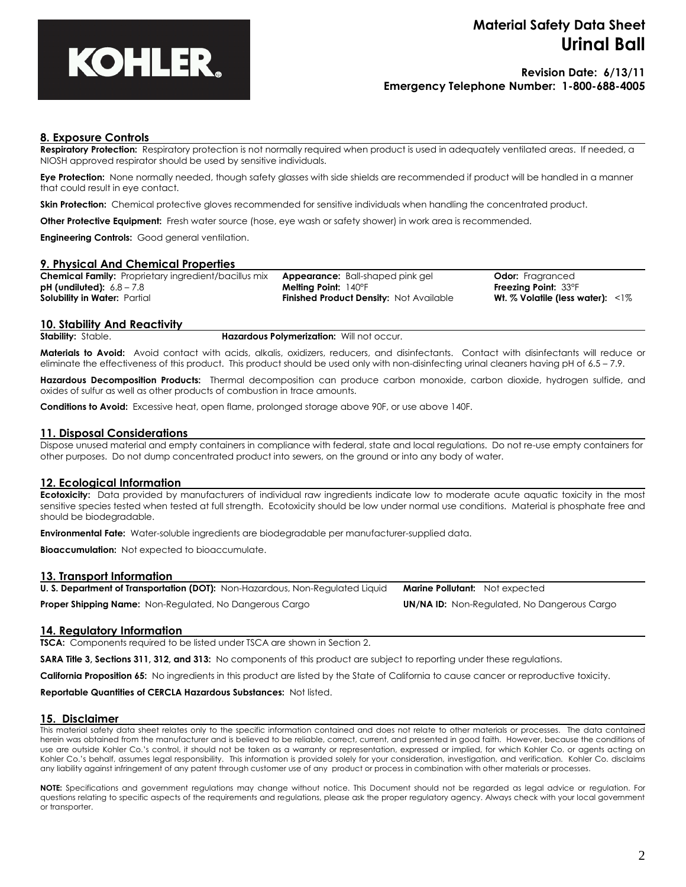# Material Safety Data Sheet
# Urinal Ball

**Revision Date: 6/13/11**
**Emergency Telephone Number: 1-800-688-4005**

## 8. Exposure Controls

**Respiratory Protection:** Respiratory protection is not normally required when product is used in adequately ventilated areas. If needed, a NIOSH approved respirator should be used by sensitive individuals.

**Eye Protection:** None normally needed, though safety glasses with side shields are recommended if product will be handled in a manner that could result in eye contact.

**Skin Protection:** Chemical protective gloves recommended for sensitive individuals when handling the concentrated product.

**Other Protective Equipment:** Fresh water source (hose, eye wash or safety shower) in work area is recommended.

**Engineering Controls:** Good general ventilation.

## 9. Physical And Chemical Properties

| | | |
|---|---|---|
| **Chemical Family:** Proprietary ingredient/bacillus mix | **Appearance:** Ball-shaped pink gel | **Odor:** Fragranced |
| **pH (undiluted):** 6.8 – 7.8 | **Melting Point:** 140°F | **Freezing Point:** 33°F |
| **Solubility in Water:** Partial | **Finished Product Density:** Not Available | **Wt. % Volatile (less water):** <1% |

## 10. Stability And Reactivity

**Stability:** Stable. **Hazardous Polymerization:** Will not occur.

**Materials to Avoid:** Avoid contact with acids, alkalis, oxidizers, reducers, and disinfectants. Contact with disinfectants will reduce or eliminate the effectiveness of this product. This product should be used only with non-disinfecting urinal cleaners having pH of 6.5 – 7.9.

**Hazardous Decomposition Products:** Thermal decomposition can produce carbon monoxide, carbon dioxide, hydrogen sulfide, and oxides of sulfur as well as other products of combustion in trace amounts.

**Conditions to Avoid:** Excessive heat, open flame, prolonged storage above 90F, or use above 140F.

## 11. Disposal Considerations

Dispose unused material and empty containers in compliance with federal, state and local regulations. Do not re-use empty containers for other purposes. Do not dump concentrated product into sewers, on the ground or into any body of water.

## 12. Ecological Information

**Ecotoxicity:** Data provided by manufacturers of individual raw ingredients indicate low to moderate acute aquatic toxicity in the most sensitive species tested when tested at full strength. Ecotoxicity should be low under normal use conditions. Material is phosphate free and should be biodegradable.

**Environmental Fate:** Water-soluble ingredients are biodegradable per manufacturer-supplied data.

**Bioaccumulation:** Not expected to bioaccumulate.

## 13. Transport Information

**U. S. Department of Transportation (DOT):** Non-Hazardous, Non-Regulated Liquid

**Marine Pollutant:** Not expected

**Proper Shipping Name:** Non-Regulated, No Dangerous Cargo

**UN/NA ID:** Non-Regulated, No Dangerous Cargo

## 14. Regulatory Information

**TSCA:** Components required to be listed under TSCA are shown in Section 2.

**SARA Title 3, Sections 311, 312, and 313:** No components of this product are subject to reporting under these regulations.

**California Proposition 65:** No ingredients in this product are listed by the State of California to cause cancer or reproductive toxicity.

**Reportable Quantities of CERCLA Hazardous Substances:** Not listed.

## 15. Disclaimer

This material safety data sheet relates only to the specific information contained and does not relate to other materials or processes. The data contained herein was obtained from the manufacturer and is believed to be reliable, correct, current, and presented in good faith. However, because the conditions of use are outside Kohler Co.'s control, it should not be taken as a warranty or representation, expressed or implied, for which Kohler Co. or agents acting on Kohler Co.'s behalf, assumes legal responsibility. This information is provided solely for your consideration, investigation, and verification. Kohler Co. disclaims any liability against infringement of any patent through customer use of any product or process in combination with other materials or processes.

**NOTE:** Specifications and government regulations may change without notice. This Document should not be regarded as legal advice or regulation. For questions relating to specific aspects of the requirements and regulations, please ask the proper regulatory agency. Always check with your local government or transporter.